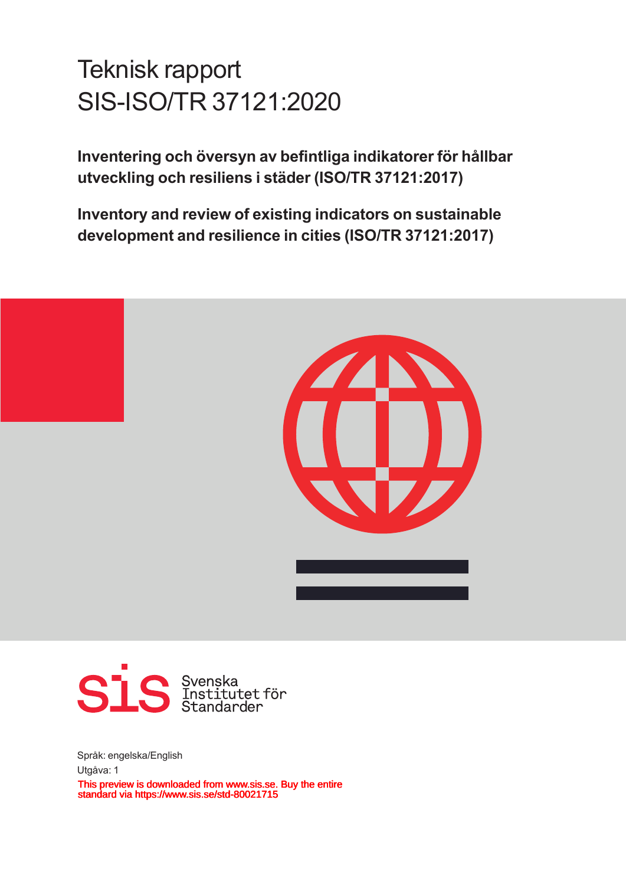# Teknisk rapport
# SIS-ISO/TR 37121:2020

**Inventering och översyn av befintliga indikatorer för hållbar utveckling och resiliens i städer (ISO/TR 37121:2017)**

**Inventory and review of existing indicators on sustainable development and resilience in cities (ISO/TR 37121:2017)**

Svenska Institutet för Standarder

Språk: engelska/English

Utgåva: 1

This preview is downloaded from www.sis.se. Buy the entire standard via https://www.sis.se/std-80021715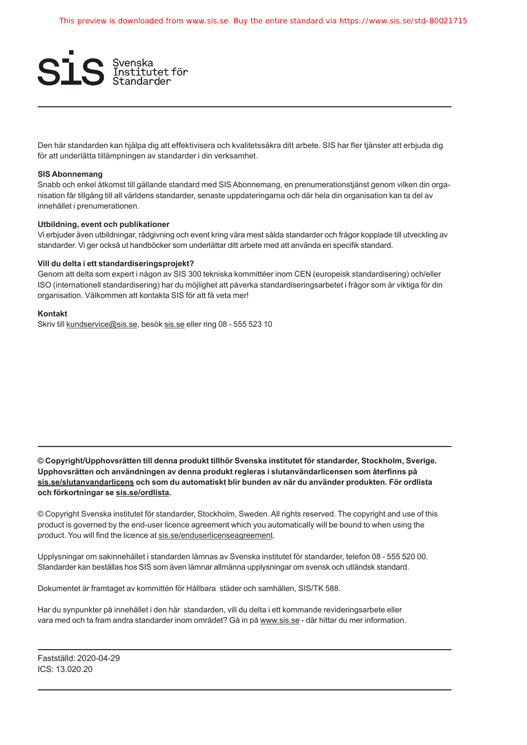Den här standarden kan hjälpa dig att effektivisera och kvalitetssäkra ditt arbete. SIS har fler tjänster att erbjuda dig för att underlätta tillämpningen av standarder i din verksamhet.

**SIS Abonnemang**
Snabb och enkel åtkomst till gällande standard med SIS Abonnemang, en prenumerationstjänst genom vilken din organisation får tillgång till all världens standarder, senaste uppdateringarna och där hela din organisation kan ta del av innehållet i prenumerationen.

**Utbildning, event och publikationer**
Vi erbjuder även utbildningar, rådgivning och event kring våra mest sålda standarder och frågor kopplade till utveckling av standarder. Vi ger också ut handböcker som underlättar ditt arbete med att använda en specifik standard.

**Vill du delta i ett standardiseringsprojekt?**
Genom att delta som expert i någon av SIS 300 tekniska kommittéer inom CEN (europeisk standardisering) och/eller ISO (internationell standardisering) har du möjlighet att påverka standardiseringsarbetet i frågor som är viktiga för din organisation. Välkommen att kontakta SIS för att få veta mer!

**Kontakt**
Skriv till kundservice@sis.se, besök sis.se eller ring 08 - 555 523 10

---

**© Copyright/Upphovsrätten till denna produkt tillhör Svenska institutet för standarder, Stockholm, Sverige. Upphovsrätten och användningen av denna produkt regleras i slutanvändarlicensen som återfinns på sis.se/slutanvandarlicens och som du automatiskt blir bunden av när du använder produkten. För ordlista och förkortningar se sis.se/ordlista.**

© Copyright Svenska institutet för standarder, Stockholm, Sweden. All rights reserved. The copyright and use of this product is governed by the end-user licence agreement which you automatically will be bound to when using the product. You will find the licence at sis.se/enduserlicenseagreement.

Upplysningar om sakinnehållet i standarden lämnas av Svenska institutet för standarder, telefon 08 - 555 520 00. Standarder kan beställas hos SIS som även lämnar allmänna upplysningar om svensk och utländsk standard.

Dokumentet är framtaget av kommittén för Hållbara städer och samhällen, SIS/TK 588.

Har du synpunkter på innehållet i den här standarden, vill du delta i ett kommande revideringsarbete eller vara med och ta fram andra standarder inom området? Gå in på www.sis.se - där hittar du mer information.

---

Fastställd: 2020-04-29
ICS: 13.020.20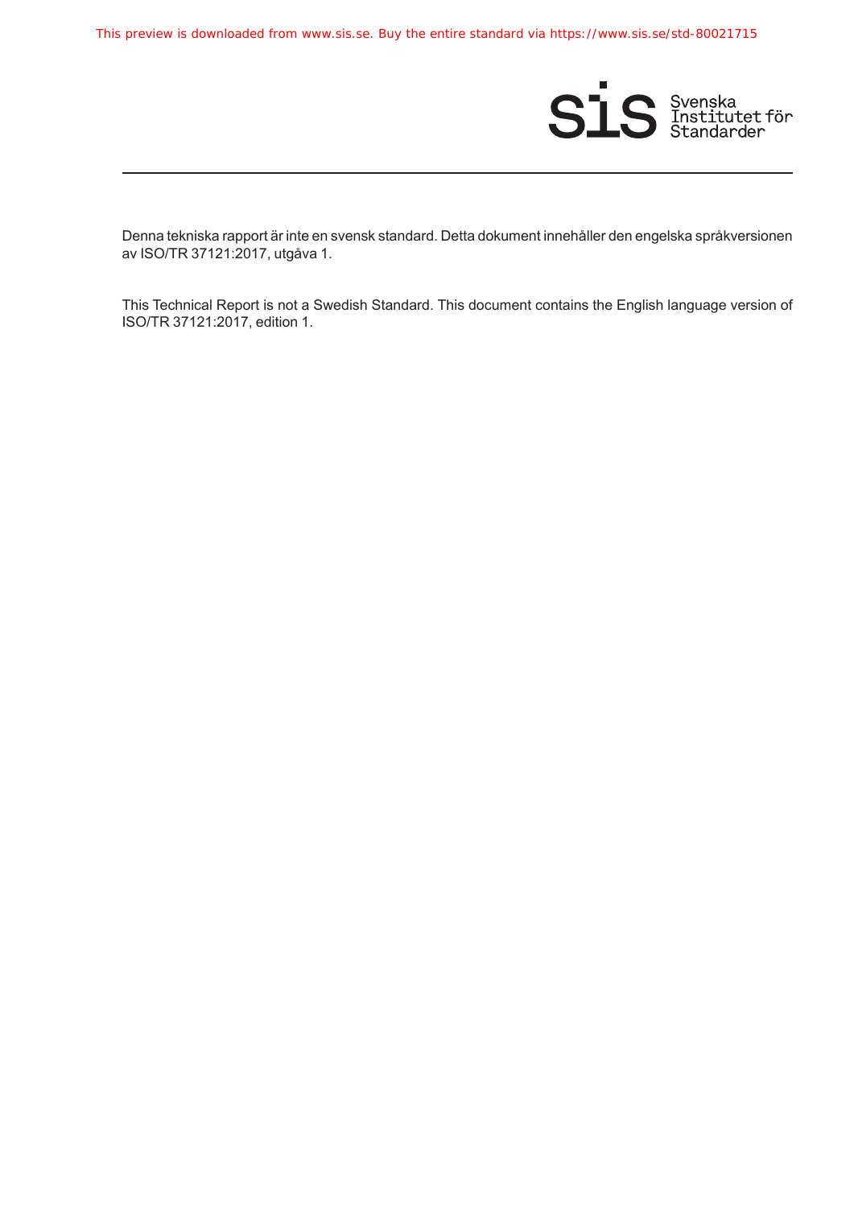Denna tekniska rapport är inte en svensk standard. Detta dokument innehåller den engelska språkversionen av ISO/TR 37121:2017, utgåva 1.

This Technical Report is not a Swedish Standard. This document contains the English language version of ISO/TR 37121:2017, edition 1.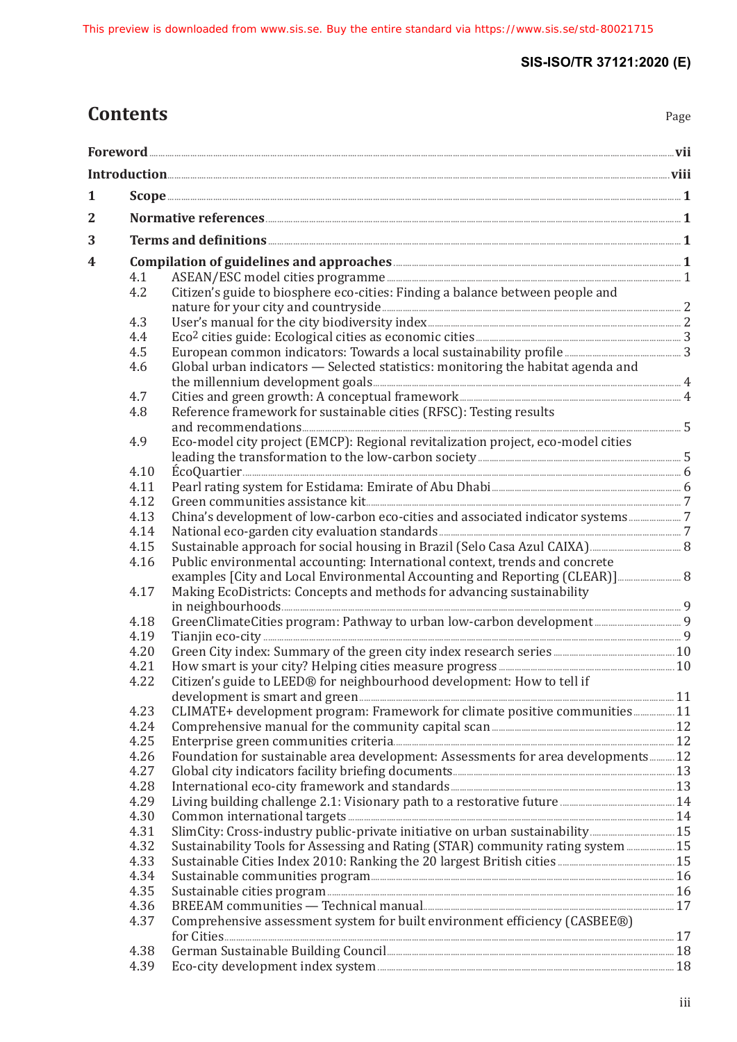# Contents

| | | Page |
|---|---|---|
| **Foreword** | | **vii** |
| **Introduction** | | **viii** |
| **1** | **Scope** | **1** |
| **2** | **Normative references** | **1** |
| **3** | **Terms and definitions** | **1** |
| **4** | **Compilation of guidelines and approaches** | **1** |
| 4.1 | ASEAN/ESC model cities programme | 1 |
| 4.2 | Citizen's guide to biosphere eco-cities: Finding a balance between people and nature for your city and countryside | 2 |
| 4.3 | User's manual for the city biodiversity index | 2 |
| 4.4 | Eco[2] cities guide: Ecological cities as economic cities | 3 |
| 4.5 | European common indicators: Towards a local sustainability profile | 3 |
| 4.6 | Global urban indicators — Selected statistics: monitoring the habitat agenda and the millennium development goals | 4 |
| 4.7 | Cities and green growth: A conceptual framework | 4 |
| 4.8 | Reference framework for sustainable cities (RFSC): Testing results and recommendations | 5 |
| 4.9 | Eco-model city project (EMCP): Regional revitalization project, eco-model cities leading the transformation to the low-carbon society | 5 |
| 4.10 | ÉcoQuartier | 6 |
| 4.11 | Pearl rating system for Estidama: Emirate of Abu Dhabi | 6 |
| 4.12 | Green communities assistance kit | 7 |
| 4.13 | China's development of low-carbon eco-cities and associated indicator systems | 7 |
| 4.14 | National eco-garden city evaluation standards | 7 |
| 4.15 | Sustainable approach for social housing in Brazil (Selo Casa Azul CAIXA) | 8 |
| 4.16 | Public environmental accounting: International context, trends and concrete examples [City and Local Environmental Accounting and Reporting (CLEAR)] | 8 |
| 4.17 | Making EcoDistricts: Concepts and methods for advancing sustainability in neighbourhoods | 9 |
| 4.18 | GreenClimateCities program: Pathway to urban low-carbon development | 9 |
| 4.19 | Tianjin eco-city | 9 |
| 4.20 | Green City index: Summary of the green city index research series | 10 |
| 4.21 | How smart is your city? Helping cities measure progress | 10 |
| 4.22 | Citizen's guide to LEED® for neighbourhood development: How to tell if development is smart and green | 11 |
| 4.23 | CLIMATE+ development program: Framework for climate positive communities | 11 |
| 4.24 | Comprehensive manual for the community capital scan | 12 |
| 4.25 | Enterprise green communities criteria | 12 |
| 4.26 | Foundation for sustainable area development: Assessments for area developments | 12 |
| 4.27 | Global city indicators facility briefing documents | 13 |
| 4.28 | International eco-city framework and standards | 13 |
| 4.29 | Living building challenge 2.1: Visionary path to a restorative future | 14 |
| 4.30 | Common international targets | 14 |
| 4.31 | SlimCity: Cross-industry public-private initiative on urban sustainability | 15 |
| 4.32 | Sustainability Tools for Assessing and Rating (STAR) community rating system | 15 |
| 4.33 | Sustainable Cities Index 2010: Ranking the 20 largest British cities | 15 |
| 4.34 | Sustainable communities program | 16 |
| 4.35 | Sustainable cities program | 16 |
| 4.36 | BREEAM communities — Technical manual | 17 |
| 4.37 | Comprehensive assessment system for built environment efficiency (CASBEE®) for Cities | 17 |
| 4.38 | German Sustainable Building Council | 18 |
| 4.39 | Eco-city development index system | 18 |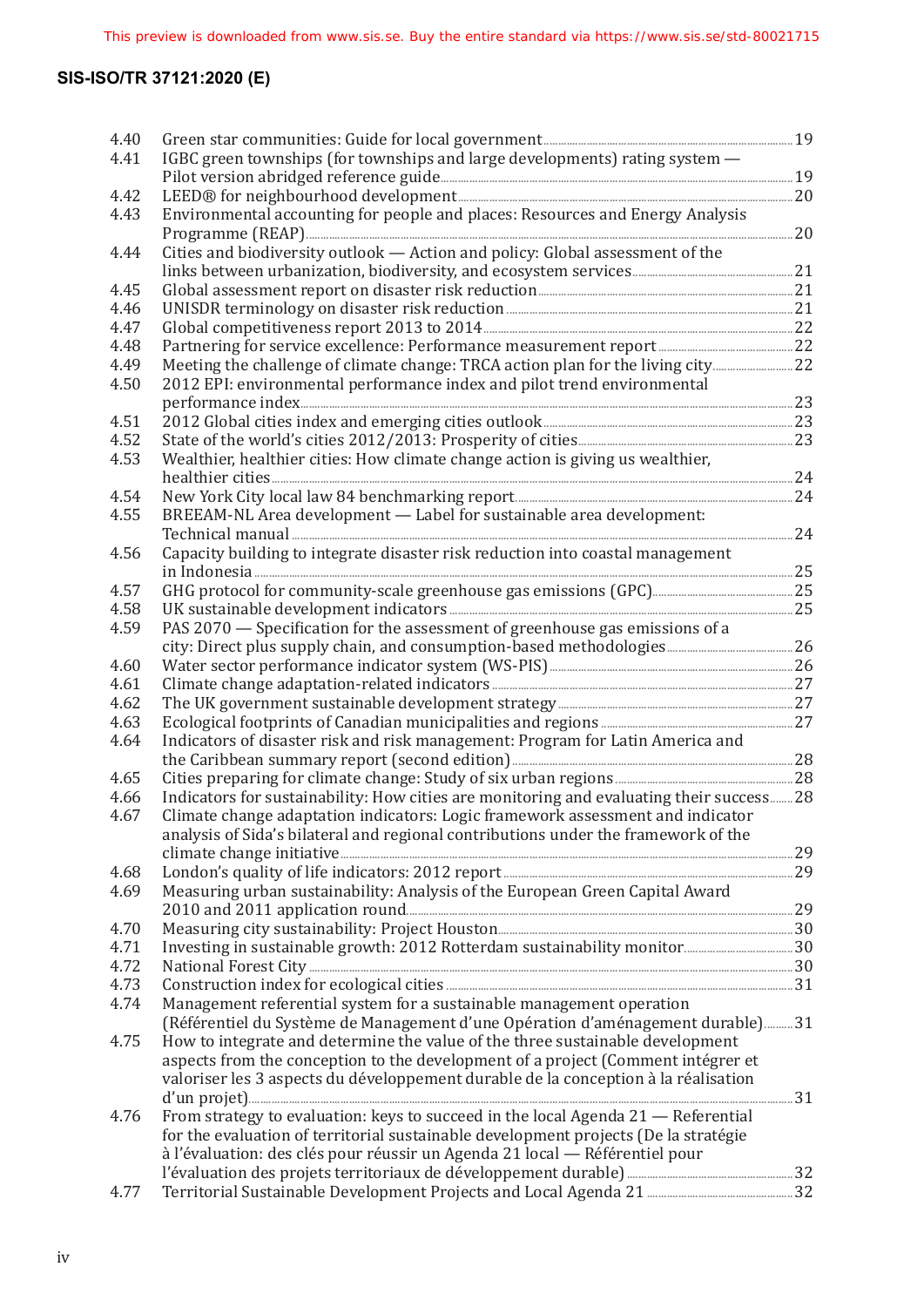4.40 Green star communities: Guide for local government ..... 19
4.41 IGBC green townships (for townships and large developments) rating system — Pilot version abridged reference guide ..... 19
4.42 LEED® for neighbourhood development ..... 20
4.43 Environmental accounting for people and places: Resources and Energy Analysis Programme (REAP) ..... 20
4.44 Cities and biodiversity outlook — Action and policy: Global assessment of the links between urbanization, biodiversity, and ecosystem services ..... 21
4.45 Global assessment report on disaster risk reduction ..... 21
4.46 UNISDR terminology on disaster risk reduction ..... 21
4.47 Global competitiveness report 2013 to 2014 ..... 22
4.48 Partnering for service excellence: Performance measurement report ..... 22
4.49 Meeting the challenge of climate change: TRCA action plan for the living city ..... 22
4.50 2012 EPI: environmental performance index and pilot trend environmental performance index ..... 23
4.51 2012 Global cities index and emerging cities outlook ..... 23
4.52 State of the world's cities 2012/2013: Prosperity of cities ..... 23
4.53 Wealthier, healthier cities: How climate change action is giving us wealthier, healthier cities ..... 24
4.54 New York City local law 84 benchmarking report ..... 24
4.55 BREEAM-NL Area development — Label for sustainable area development: Technical manual ..... 24
4.56 Capacity building to integrate disaster risk reduction into coastal management in Indonesia ..... 25
4.57 GHG protocol for community-scale greenhouse gas emissions (GPC) ..... 25
4.58 UK sustainable development indicators ..... 25
4.59 PAS 2070 — Specification for the assessment of greenhouse gas emissions of a city: Direct plus supply chain, and consumption-based methodologies ..... 26
4.60 Water sector performance indicator system (WS-PIS) ..... 26
4.61 Climate change adaptation-related indicators ..... 27
4.62 The UK government sustainable development strategy ..... 27
4.63 Ecological footprints of Canadian municipalities and regions ..... 27
4.64 Indicators of disaster risk and risk management: Program for Latin America and the Caribbean summary report (second edition) ..... 28
4.65 Cities preparing for climate change: Study of six urban regions ..... 28
4.66 Indicators for sustainability: How cities are monitoring and evaluating their success ..... 28
4.67 Climate change adaptation indicators: Logic framework assessment and indicator analysis of Sida's bilateral and regional contributions under the framework of the climate change initiative ..... 29
4.68 London's quality of life indicators: 2012 report ..... 29
4.69 Measuring urban sustainability: Analysis of the European Green Capital Award 2010 and 2011 application round ..... 29
4.70 Measuring city sustainability: Project Houston ..... 30
4.71 Investing in sustainable growth: 2012 Rotterdam sustainability monitor ..... 30
4.72 National Forest City ..... 30
4.73 Construction index for ecological cities ..... 31
4.74 Management referential system for a sustainable management operation (Référentiel du Système de Management d'une Opération d'aménagement durable) ..... 31
4.75 How to integrate and determine the value of the three sustainable development aspects from the conception to the development of a project (Comment intégrer et valoriser les 3 aspects du développement durable de la conception à la réalisation d'un projet) ..... 31
4.76 From strategy to evaluation: keys to succeed in the local Agenda 21 — Referential for the evaluation of territorial sustainable development projects (De la stratégie à l'évaluation: des clés pour réussir un Agenda 21 local — Référentiel pour l'évaluation des projets territoriaux de développement durable) ..... 32
4.77 Territorial Sustainable Development Projects and Local Agenda 21 ..... 32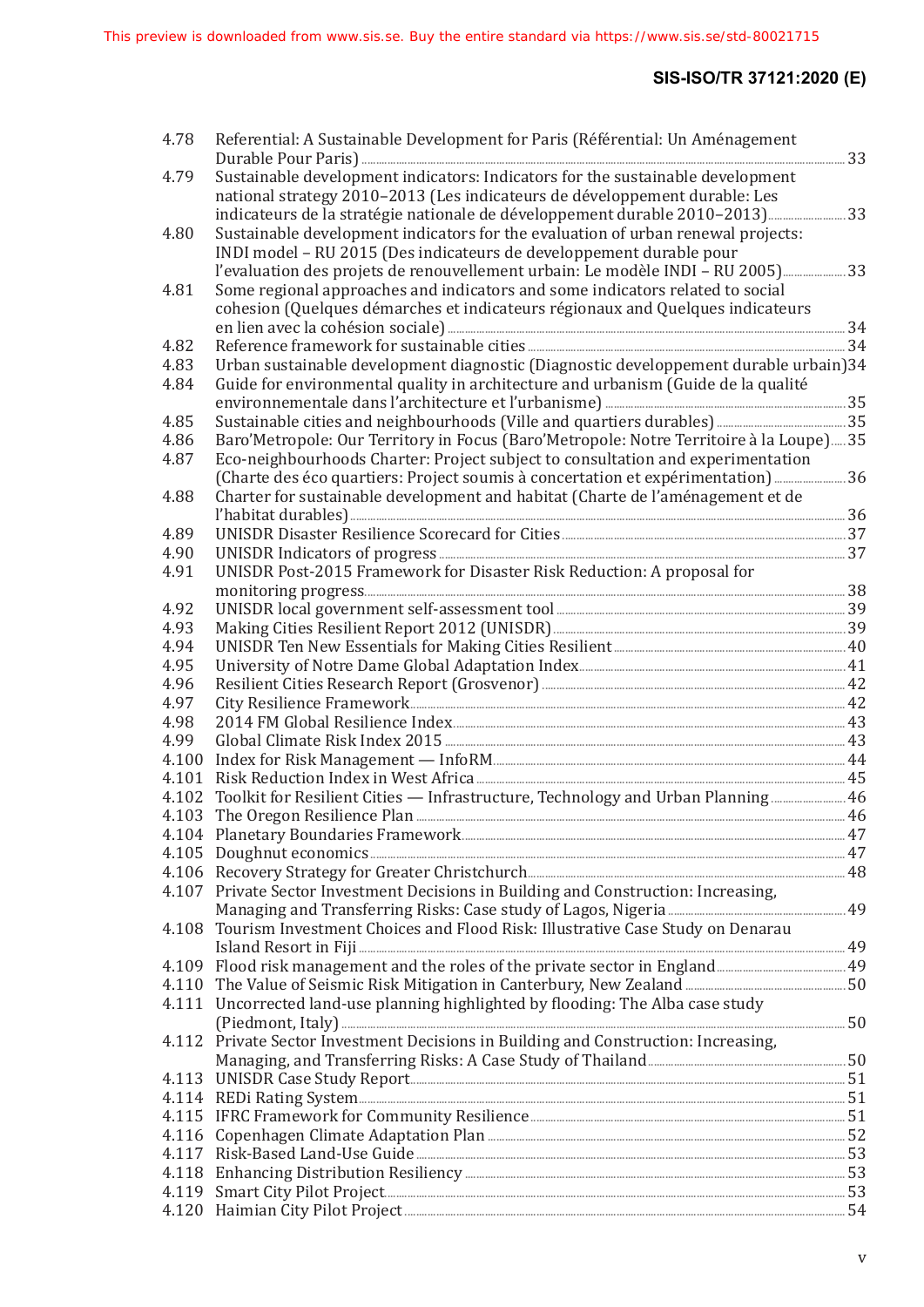4.78 Referential: A Sustainable Development for Paris (Référential: Un Aménagement Durable Pour Paris) ..... 33
4.79 Sustainable development indicators: Indicators for the sustainable development national strategy 2010–2013 (Les indicateurs de développement durable: Les indicateurs de la stratégie nationale de développement durable 2010–2013) ..... 33
4.80 Sustainable development indicators for the evaluation of urban renewal projects: INDI model – RU 2015 (Des indicateurs de developpement durable pour l'evaluation des projets de renouvellement urbain: Le modèle INDI – RU 2005) ..... 33
4.81 Some regional approaches and indicators and some indicators related to social cohesion (Quelques démarches et indicateurs régionaux and Quelques indicateurs en lien avec la cohésion sociale) ..... 34
4.82 Reference framework for sustainable cities ..... 34
4.83 Urban sustainable development diagnostic (Diagnostic developpement durable urbain) 34
4.84 Guide for environmental quality in architecture and urbanism (Guide de la qualité environnementale dans l'architecture et l'urbanisme) ..... 35
4.85 Sustainable cities and neighbourhoods (Ville and quartiers durables) ..... 35
4.86 Baro'Metropole: Our Territory in Focus (Baro'Metropole: Notre Territoire à la Loupe) ..... 35
4.87 Eco-neighbourhoods Charter: Project subject to consultation and experimentation (Charte des éco quartiers: Project soumis à concertation et expérimentation) ..... 36
4.88 Charter for sustainable development and habitat (Charte de l'aménagement et de l'habitat durables) ..... 36
4.89 UNISDR Disaster Resilience Scorecard for Cities ..... 37
4.90 UNISDR Indicators of progress ..... 37
4.91 UNISDR Post-2015 Framework for Disaster Risk Reduction: A proposal for monitoring progress ..... 38
4.92 UNISDR local government self-assessment tool ..... 39
4.93 Making Cities Resilient Report 2012 (UNISDR) ..... 39
4.94 UNISDR Ten New Essentials for Making Cities Resilient ..... 40
4.95 University of Notre Dame Global Adaptation Index ..... 41
4.96 Resilient Cities Research Report (Grosvenor) ..... 42
4.97 City Resilience Framework ..... 42
4.98 2014 FM Global Resilience Index ..... 43
4.99 Global Climate Risk Index 2015 ..... 43
4.100 Index for Risk Management — InfoRM ..... 44
4.101 Risk Reduction Index in West Africa ..... 45
4.102 Toolkit for Resilient Cities — Infrastructure, Technology and Urban Planning ..... 46
4.103 The Oregon Resilience Plan ..... 46
4.104 Planetary Boundaries Framework ..... 47
4.105 Doughnut economics ..... 47
4.106 Recovery Strategy for Greater Christchurch ..... 48
4.107 Private Sector Investment Decisions in Building and Construction: Increasing, Managing and Transferring Risks: Case study of Lagos, Nigeria ..... 49
4.108 Tourism Investment Choices and Flood Risk: Illustrative Case Study on Denarau Island Resort in Fiji ..... 49
4.109 Flood risk management and the roles of the private sector in England ..... 49
4.110 The Value of Seismic Risk Mitigation in Canterbury, New Zealand ..... 50
4.111 Uncorrected land-use planning highlighted by flooding: The Alba case study (Piedmont, Italy) ..... 50
4.112 Private Sector Investment Decisions in Building and Construction: Increasing, Managing, and Transferring Risks: A Case Study of Thailand ..... 50
4.113 UNISDR Case Study Report ..... 51
4.114 REDi Rating System ..... 51
4.115 IFRC Framework for Community Resilience ..... 51
4.116 Copenhagen Climate Adaptation Plan ..... 52
4.117 Risk-Based Land-Use Guide ..... 53
4.118 Enhancing Distribution Resiliency ..... 53
4.119 Smart City Pilot Project ..... 53
4.120 Haimian City Pilot Project ..... 54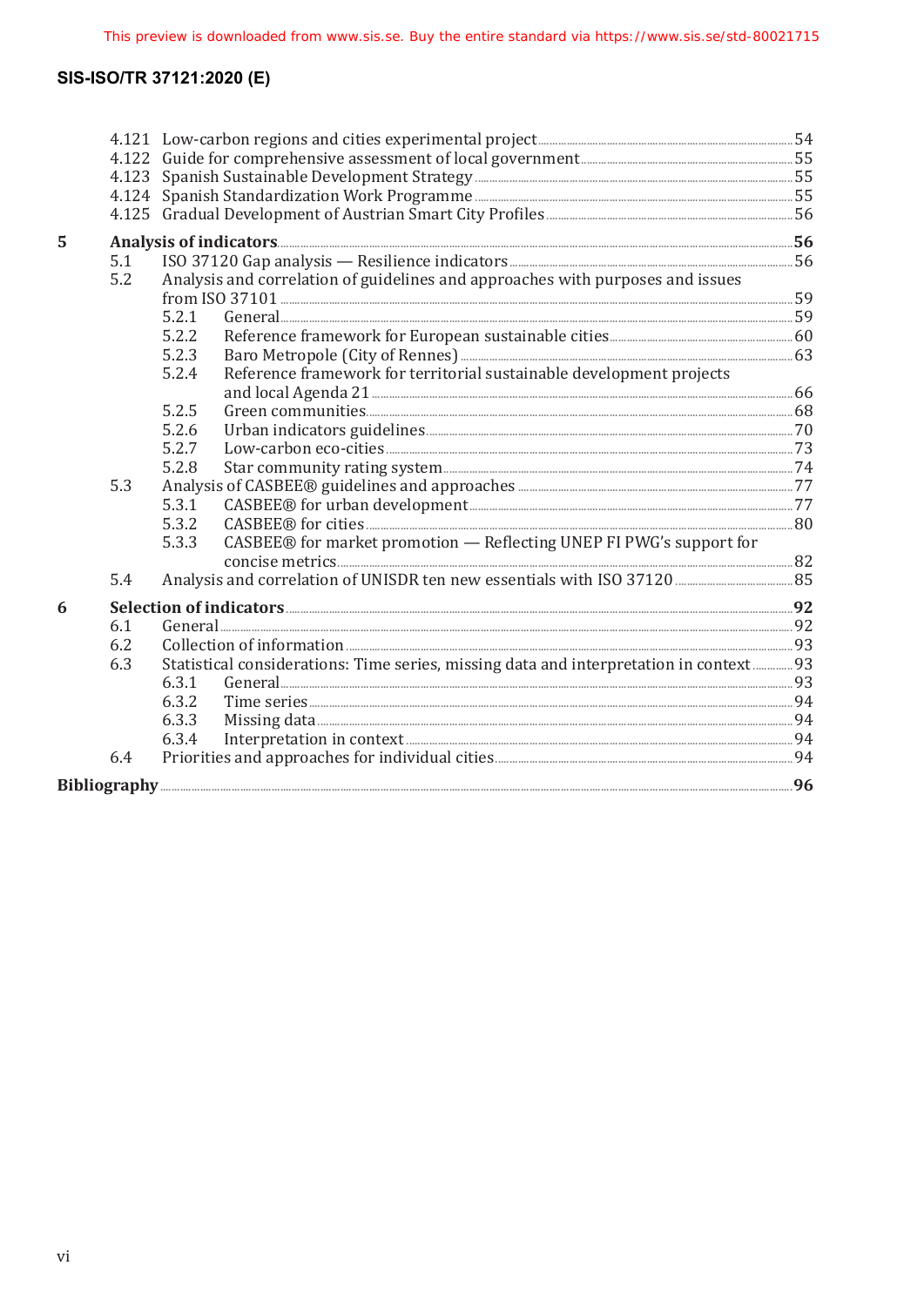4.121 Low-carbon regions and cities experimental project ..... 54
4.122 Guide for comprehensive assessment of local government ..... 55
4.123 Spanish Sustainable Development Strategy ..... 55
4.124 Spanish Standardization Work Programme ..... 55
4.125 Gradual Development of Austrian Smart City Profiles ..... 56

**5 Analysis of indicators ..... 56**

5.1 ISO 37120 Gap analysis — Resilience indicators ..... 56
5.2 Analysis and correlation of guidelines and approaches with purposes and issues from ISO 37101 ..... 59
5.2.1 General ..... 59
5.2.2 Reference framework for European sustainable cities ..... 60
5.2.3 Baro Metropole (City of Rennes) ..... 63
5.2.4 Reference framework for territorial sustainable development projects and local Agenda 21 ..... 66
5.2.5 Green communities ..... 68
5.2.6 Urban indicators guidelines ..... 70
5.2.7 Low-carbon eco-cities ..... 73
5.2.8 Star community rating system ..... 74
5.3 Analysis of CASBEE® guidelines and approaches ..... 77
5.3.1 CASBEE® for urban development ..... 77
5.3.2 CASBEE® for cities ..... 80
5.3.3 CASBEE® for market promotion — Reflecting UNEP FI PWG's support for concise metrics ..... 82
5.4 Analysis and correlation of UNISDR ten new essentials with ISO 37120 ..... 85

**6 Selection of indicators ..... 92**

6.1 General ..... 92
6.2 Collection of information ..... 93
6.3 Statistical considerations: Time series, missing data and interpretation in context ..... 93
6.3.1 General ..... 93
6.3.2 Time series ..... 94
6.3.3 Missing data ..... 94
6.3.4 Interpretation in context ..... 94
6.4 Priorities and approaches for individual cities ..... 94

**Bibliography ..... 96**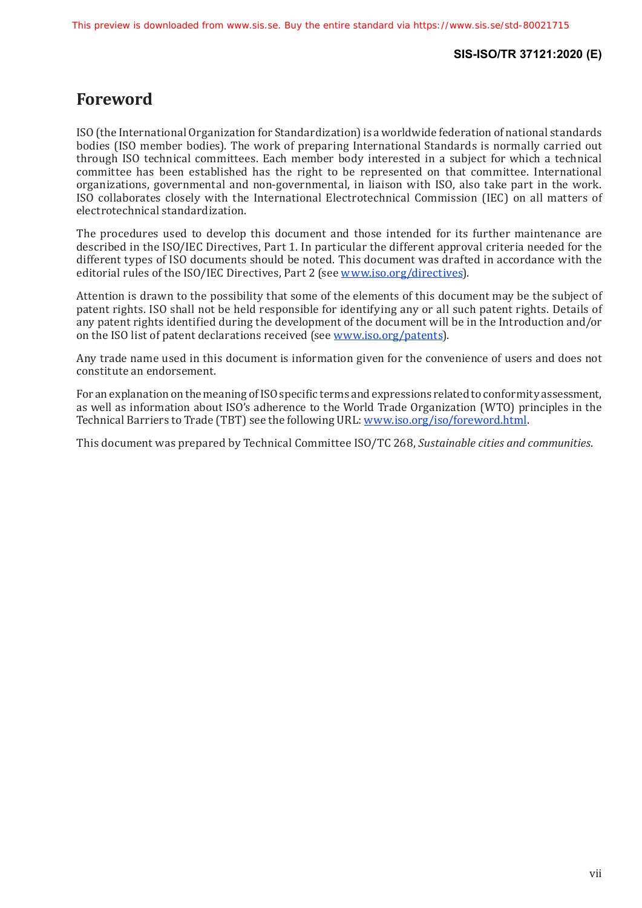# Foreword

ISO (the International Organization for Standardization) is a worldwide federation of national standards bodies (ISO member bodies). The work of preparing International Standards is normally carried out through ISO technical committees. Each member body interested in a subject for which a technical committee has been established has the right to be represented on that committee. International organizations, governmental and non-governmental, in liaison with ISO, also take part in the work. ISO collaborates closely with the International Electrotechnical Commission (IEC) on all matters of electrotechnical standardization.

The procedures used to develop this document and those intended for its further maintenance are described in the ISO/IEC Directives, Part 1. In particular the different approval criteria needed for the different types of ISO documents should be noted. This document was drafted in accordance with the editorial rules of the ISO/IEC Directives, Part 2 (see www.iso.org/directives).

Attention is drawn to the possibility that some of the elements of this document may be the subject of patent rights. ISO shall not be held responsible for identifying any or all such patent rights. Details of any patent rights identified during the development of the document will be in the Introduction and/or on the ISO list of patent declarations received (see www.iso.org/patents).

Any trade name used in this document is information given for the convenience of users and does not constitute an endorsement.

For an explanation on the meaning of ISO specific terms and expressions related to conformity assessment, as well as information about ISO's adherence to the World Trade Organization (WTO) principles in the Technical Barriers to Trade (TBT) see the following URL: www.iso.org/iso/foreword.html.

This document was prepared by Technical Committee ISO/TC 268, *Sustainable cities and communities*.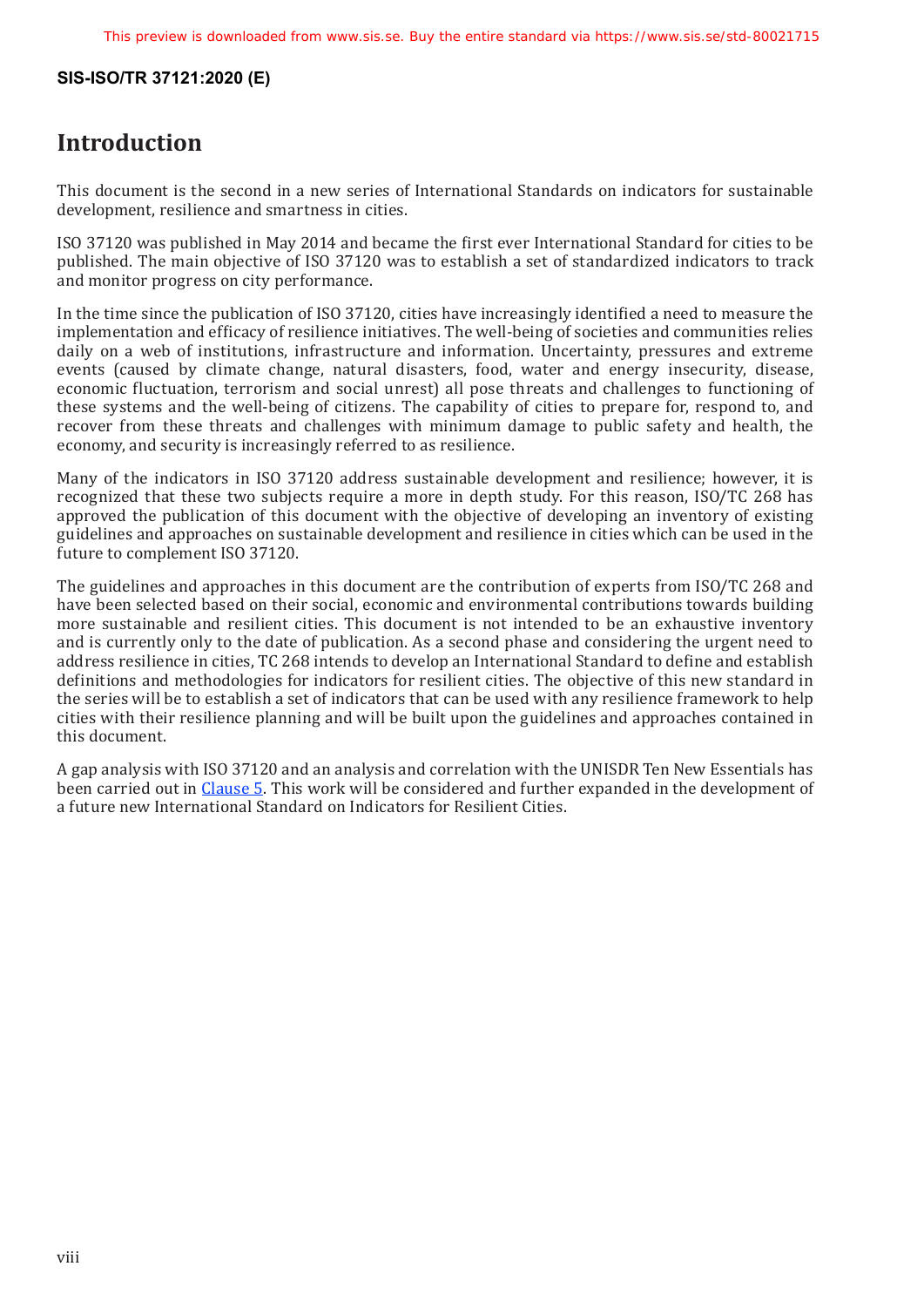# Introduction

This document is the second in a new series of International Standards on indicators for sustainable development, resilience and smartness in cities.

ISO 37120 was published in May 2014 and became the first ever International Standard for cities to be published. The main objective of ISO 37120 was to establish a set of standardized indicators to track and monitor progress on city performance.

In the time since the publication of ISO 37120, cities have increasingly identified a need to measure the implementation and efficacy of resilience initiatives. The well-being of societies and communities relies daily on a web of institutions, infrastructure and information. Uncertainty, pressures and extreme events (caused by climate change, natural disasters, food, water and energy insecurity, disease, economic fluctuation, terrorism and social unrest) all pose threats and challenges to functioning of these systems and the well-being of citizens. The capability of cities to prepare for, respond to, and recover from these threats and challenges with minimum damage to public safety and health, the economy, and security is increasingly referred to as resilience.

Many of the indicators in ISO 37120 address sustainable development and resilience; however, it is recognized that these two subjects require a more in depth study. For this reason, ISO/TC 268 has approved the publication of this document with the objective of developing an inventory of existing guidelines and approaches on sustainable development and resilience in cities which can be used in the future to complement ISO 37120.

The guidelines and approaches in this document are the contribution of experts from ISO/TC 268 and have been selected based on their social, economic and environmental contributions towards building more sustainable and resilient cities. This document is not intended to be an exhaustive inventory and is currently only to the date of publication. As a second phase and considering the urgent need to address resilience in cities, TC 268 intends to develop an International Standard to define and establish definitions and methodologies for indicators for resilient cities. The objective of this new standard in the series will be to establish a set of indicators that can be used with any resilience framework to help cities with their resilience planning and will be built upon the guidelines and approaches contained in this document.

A gap analysis with ISO 37120 and an analysis and correlation with the UNISDR Ten New Essentials has been carried out in Clause 5. This work will be considered and further expanded in the development of a future new International Standard on Indicators for Resilient Cities.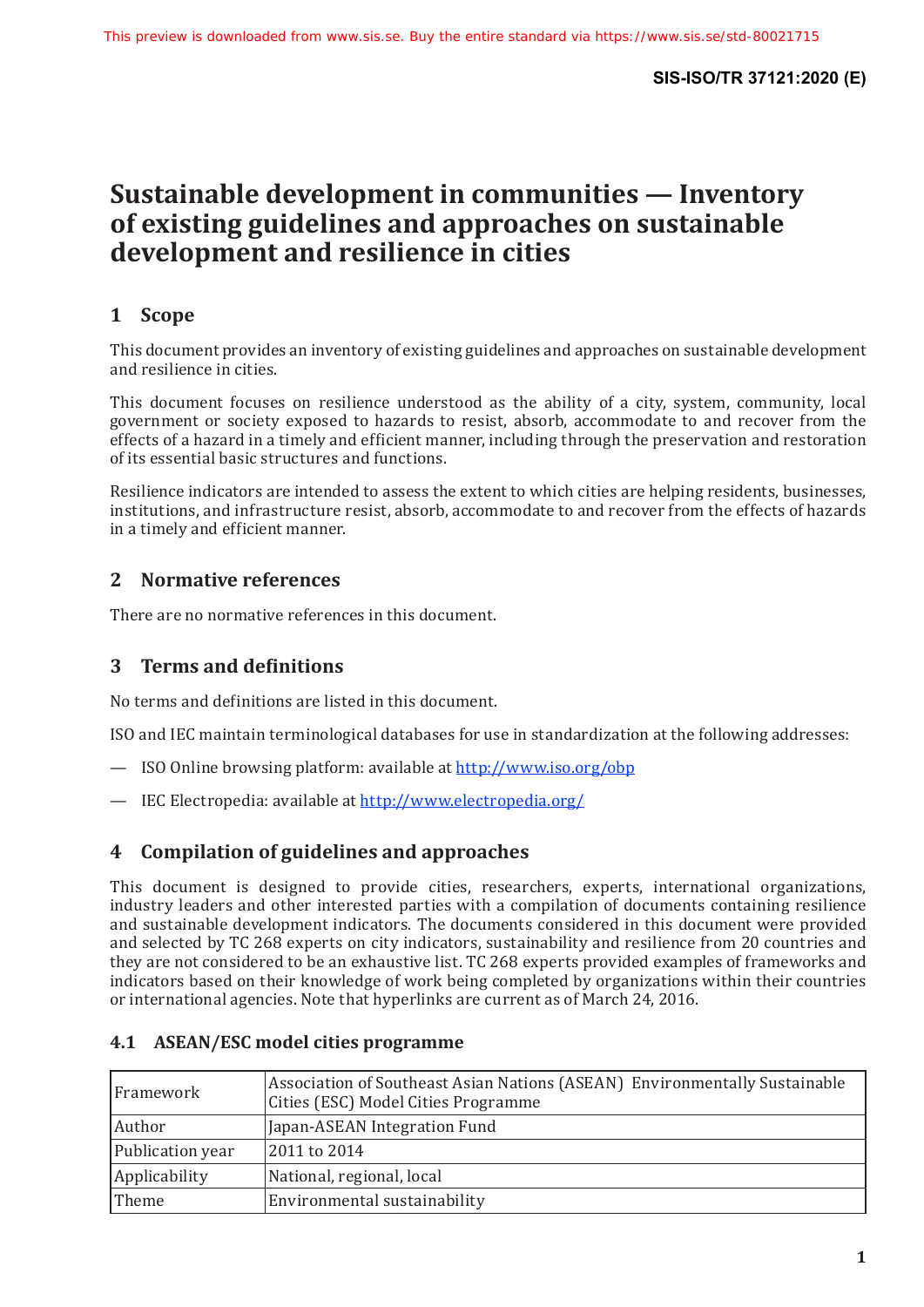# Sustainable development in communities — Inventory of existing guidelines and approaches on sustainable development and resilience in cities

## 1 Scope

This document provides an inventory of existing guidelines and approaches on sustainable development and resilience in cities.

This document focuses on resilience understood as the ability of a city, system, community, local government or society exposed to hazards to resist, absorb, accommodate to and recover from the effects of a hazard in a timely and efficient manner, including through the preservation and restoration of its essential basic structures and functions.

Resilience indicators are intended to assess the extent to which cities are helping residents, businesses, institutions, and infrastructure resist, absorb, accommodate to and recover from the effects of hazards in a timely and efficient manner.

## 2 Normative references

There are no normative references in this document.

## 3 Terms and definitions

No terms and definitions are listed in this document.

ISO and IEC maintain terminological databases for use in standardization at the following addresses:

— ISO Online browsing platform: available at http://www.iso.org/obp

— IEC Electropedia: available at http://www.electropedia.org/

## 4 Compilation of guidelines and approaches

This document is designed to provide cities, researchers, experts, international organizations, industry leaders and other interested parties with a compilation of documents containing resilience and sustainable development indicators. The documents considered in this document were provided and selected by TC 268 experts on city indicators, sustainability and resilience from 20 countries and they are not considered to be an exhaustive list. TC 268 experts provided examples of frameworks and indicators based on their knowledge of work being completed by organizations within their countries or international agencies. Note that hyperlinks are current as of March 24, 2016.

### 4.1 ASEAN/ESC model cities programme

| | |
|---|---|
| Framework | Association of Southeast Asian Nations (ASEAN) Environmentally Sustainable Cities (ESC) Model Cities Programme |
| Author | Japan-ASEAN Integration Fund |
| Publication year | 2011 to 2014 |
| Applicability | National, regional, local |
| Theme | Environmental sustainability |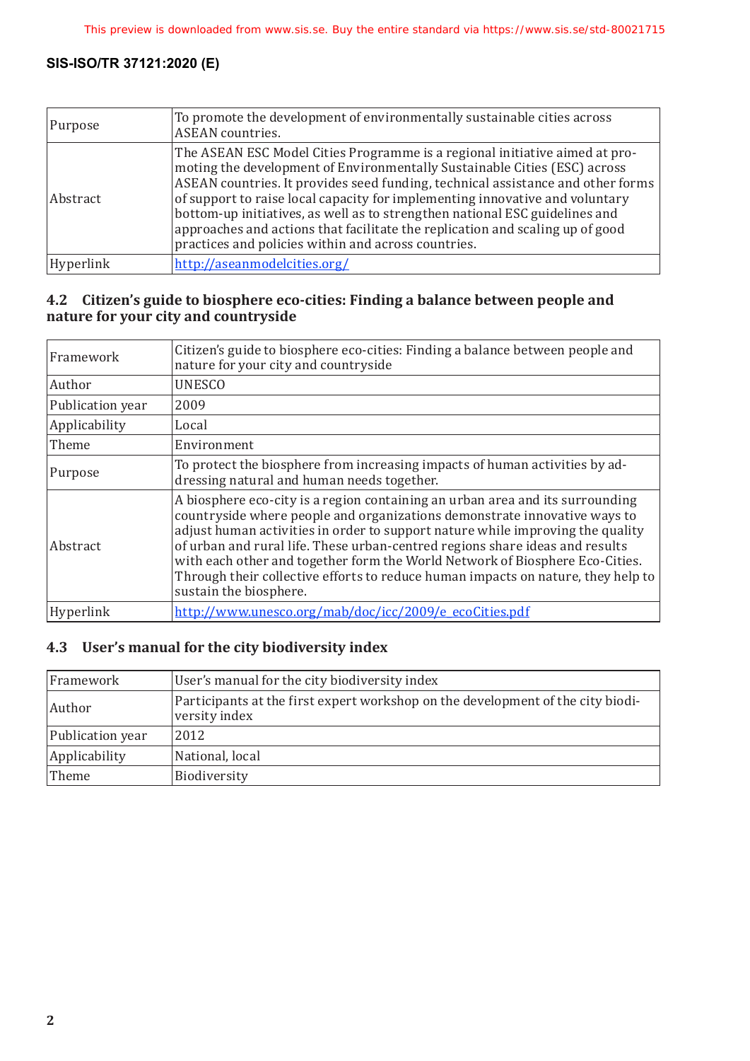| | |
|---|---|
| Purpose | To promote the development of environmentally sustainable cities across ASEAN countries. |
| Abstract | The ASEAN ESC Model Cities Programme is a regional initiative aimed at promoting the development of Environmentally Sustainable Cities (ESC) across ASEAN countries. It provides seed funding, technical assistance and other forms of support to raise local capacity for implementing innovative and voluntary bottom-up initiatives, as well as to strengthen national ESC guidelines and approaches and actions that facilitate the replication and scaling up of good practices and policies within and across countries. |
| Hyperlink | http://aseanmodelcities.org/ |

## 4.2 Citizen's guide to biosphere eco-cities: Finding a balance between people and nature for your city and countryside

| | |
|---|---|
| Framework | Citizen's guide to biosphere eco-cities: Finding a balance between people and nature for your city and countryside |
| Author | UNESCO |
| Publication year | 2009 |
| Applicability | Local |
| Theme | Environment |
| Purpose | To protect the biosphere from increasing impacts of human activities by addressing natural and human needs together. |
| Abstract | A biosphere eco-city is a region containing an urban area and its surrounding countryside where people and organizations demonstrate innovative ways to adjust human activities in order to support nature while improving the quality of urban and rural life. These urban-centred regions share ideas and results with each other and together form the World Network of Biosphere Eco-Cities. Through their collective efforts to reduce human impacts on nature, they help to sustain the biosphere. |
| Hyperlink | http://www.unesco.org/mab/doc/icc/2009/e_ecoCities.pdf |

## 4.3 User's manual for the city biodiversity index

| | |
|---|---|
| Framework | User's manual for the city biodiversity index |
| Author | Participants at the first expert workshop on the development of the city biodiversity index |
| Publication year | 2012 |
| Applicability | National, local |
| Theme | Biodiversity |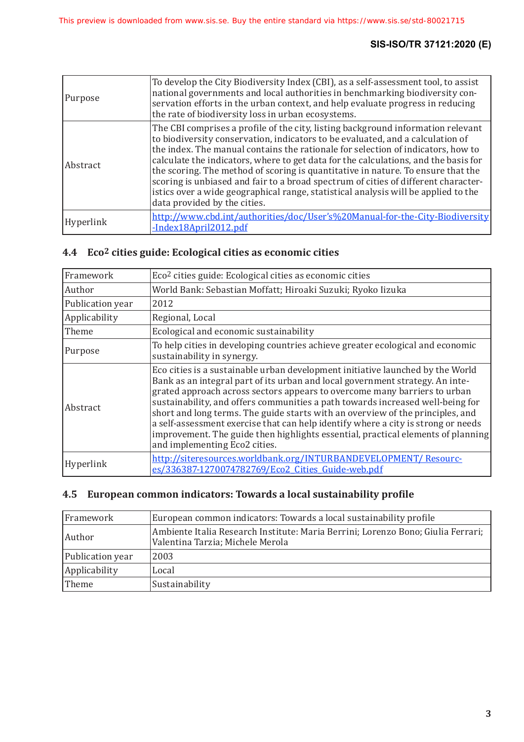| Purpose | To develop the City Biodiversity Index (CBI), as a self-assessment tool, to assist national governments and local authorities in benchmarking biodiversity conservation efforts in the urban context, and help evaluate progress in reducing the rate of biodiversity loss in urban ecosystems. |
|---|---|
| Abstract | The CBI comprises a profile of the city, listing background information relevant to biodiversity conservation, indicators to be evaluated, and a calculation of the index. The manual contains the rationale for selection of indicators, how to calculate the indicators, where to get data for the calculations, and the basis for the scoring. The method of scoring is quantitative in nature. To ensure that the scoring is unbiased and fair to a broad spectrum of cities of different characteristics over a wide geographical range, statistical analysis will be applied to the data provided by the cities. |
| Hyperlink | http://www.cbd.int/authorities/doc/User's%20Manual-for-the-City-Biodiversity-Index18April2012.pdf |

## 4.4 Eco² cities guide: Ecological cities as economic cities

| Framework | Eco² cities guide: Ecological cities as economic cities |
|---|---|
| Author | World Bank: Sebastian Moffatt; Hiroaki Suzuki; Ryoko Iizuka |
| Publication year | 2012 |
| Applicability | Regional, Local |
| Theme | Ecological and economic sustainability |
| Purpose | To help cities in developing countries achieve greater ecological and economic sustainability in synergy. |
| Abstract | Eco cities is a sustainable urban development initiative launched by the World Bank as an integral part of its urban and local government strategy. An integrated approach across sectors appears to overcome many barriers to urban sustainability, and offers communities a path towards increased well-being for short and long terms. The guide starts with an overview of the principles, and a self-assessment exercise that can help identify where a city is strong or needs improvement. The guide then highlights essential, practical elements of planning and implementing Eco2 cities. |
| Hyperlink | http://siteresources.worldbank.org/INTURBANDEVELOPMENT/ Resources/336387-1270074782769/Eco2_Cities_Guide-web.pdf |

## 4.5 European common indicators: Towards a local sustainability profile

| Framework | European common indicators: Towards a local sustainability profile |
|---|---|
| Author | Ambiente Italia Research Institute: Maria Berrini; Lorenzo Bono; Giulia Ferrari; Valentina Tarzia; Michele Merola |
| Publication year | 2003 |
| Applicability | Local |
| Theme | Sustainability |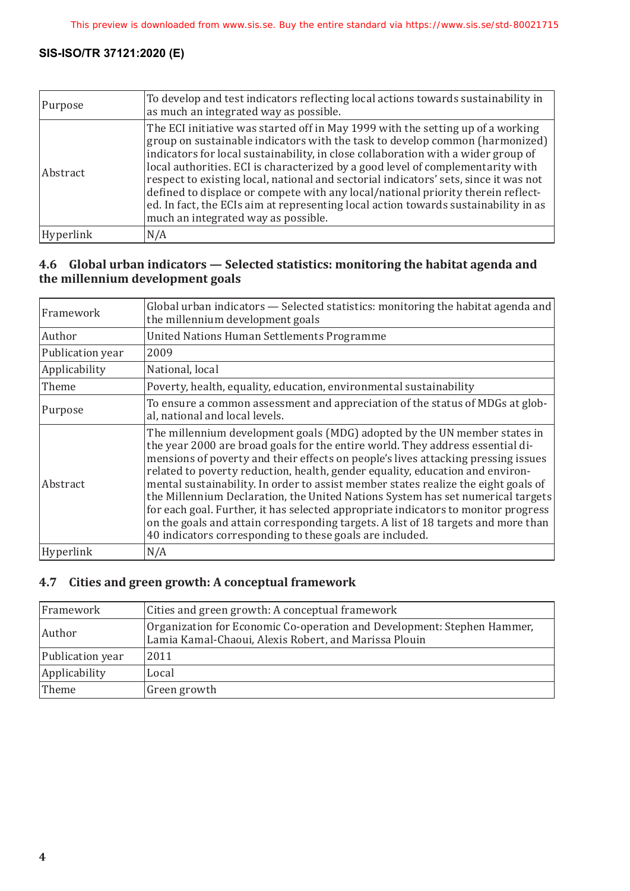| | |
|---|---|
| Purpose | To develop and test indicators reflecting local actions towards sustainability in as much an integrated way as possible. |
| Abstract | The ECI initiative was started off in May 1999 with the setting up of a working group on sustainable indicators with the task to develop common (harmonized) indicators for local sustainability, in close collaboration with a wider group of local authorities. ECI is characterized by a good level of complementarity with respect to existing local, national and sectorial indicators' sets, since it was not defined to displace or compete with any local/national priority therein reflected. In fact, the ECIs aim at representing local action towards sustainability in as much an integrated way as possible. |
| Hyperlink | N/A |

### 4.6 Global urban indicators — Selected statistics: monitoring the habitat agenda and the millennium development goals

| | |
|---|---|
| Framework | Global urban indicators — Selected statistics: monitoring the habitat agenda and the millennium development goals |
| Author | United Nations Human Settlements Programme |
| Publication year | 2009 |
| Applicability | National, local |
| Theme | Poverty, health, equality, education, environmental sustainability |
| Purpose | To ensure a common assessment and appreciation of the status of MDGs at global, national and local levels. |
| Abstract | The millennium development goals (MDG) adopted by the UN member states in the year 2000 are broad goals for the entire world. They address essential dimensions of poverty and their effects on people's lives attacking pressing issues related to poverty reduction, health, gender equality, education and environmental sustainability. In order to assist member states realize the eight goals of the Millennium Declaration, the United Nations System has set numerical targets for each goal. Further, it has selected appropriate indicators to monitor progress on the goals and attain corresponding targets. A list of 18 targets and more than 40 indicators corresponding to these goals are included. |
| Hyperlink | N/A |

### 4.7 Cities and green growth: A conceptual framework

| | |
|---|---|
| Framework | Cities and green growth: A conceptual framework |
| Author | Organization for Economic Co-operation and Development: Stephen Hammer, Lamia Kamal-Chaoui, Alexis Robert, and Marissa Plouin |
| Publication year | 2011 |
| Applicability | Local |
| Theme | Green growth |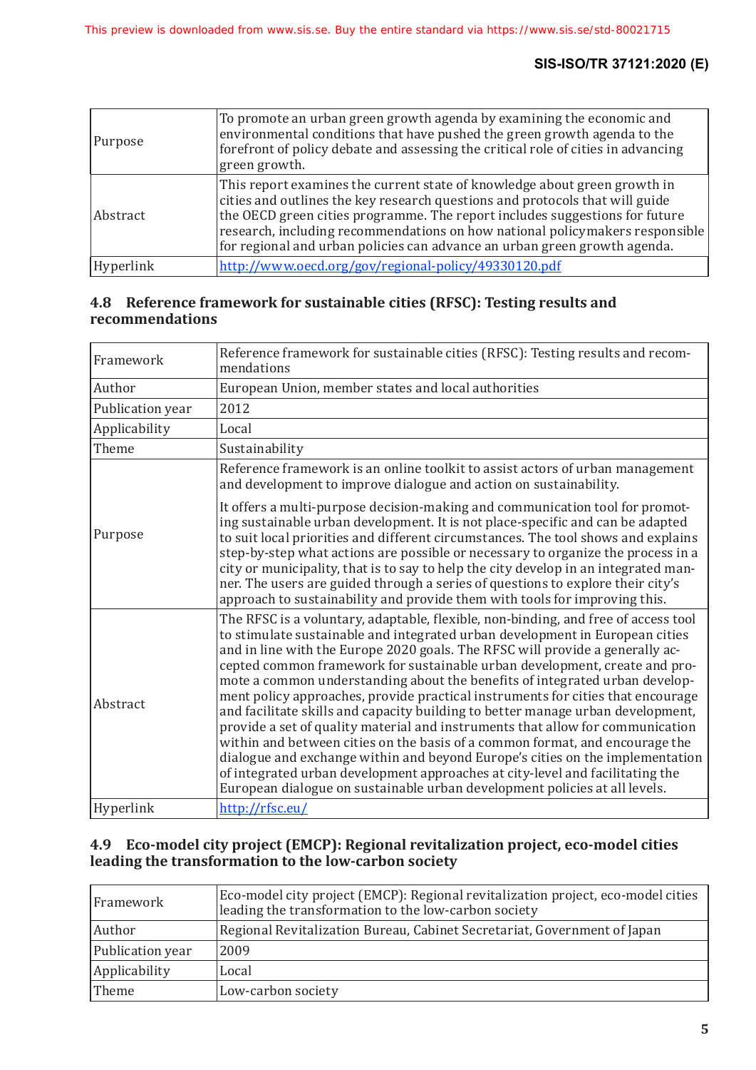| | |
|---|---|
| Purpose | To promote an urban green growth agenda by examining the economic and environmental conditions that have pushed the green growth agenda to the forefront of policy debate and assessing the critical role of cities in advancing green growth. |
| Abstract | This report examines the current state of knowledge about green growth in cities and outlines the key research questions and protocols that will guide the OECD green cities programme. The report includes suggestions for future research, including recommendations on how national policymakers responsible for regional and urban policies can advance an urban green growth agenda. |
| Hyperlink | http://www.oecd.org/gov/regional-policy/49330120.pdf |

## 4.8 Reference framework for sustainable cities (RFSC): Testing results and recommendations

| | |
|---|---|
| Framework | Reference framework for sustainable cities (RFSC): Testing results and recommendations |
| Author | European Union, member states and local authorities |
| Publication year | 2012 |
| Applicability | Local |
| Theme | Sustainability |
| Purpose | Reference framework is an online toolkit to assist actors of urban management and development to improve dialogue and action on sustainability.<br><br>It offers a multi-purpose decision-making and communication tool for promoting sustainable urban development. It is not place-specific and can be adapted to suit local priorities and different circumstances. The tool shows and explains step-by-step what actions are possible or necessary to organize the process in a city or municipality, that is to say to help the city develop in an integrated manner. The users are guided through a series of questions to explore their city's approach to sustainability and provide them with tools for improving this. |
| Abstract | The RFSC is a voluntary, adaptable, flexible, non-binding, and free of access tool to stimulate sustainable and integrated urban development in European cities and in line with the Europe 2020 goals. The RFSC will provide a generally accepted common framework for sustainable urban development, create and promote a common understanding about the benefits of integrated urban development policy approaches, provide practical instruments for cities that encourage and facilitate skills and capacity building to better manage urban development, provide a set of quality material and instruments that allow for communication within and between cities on the basis of a common format, and encourage the dialogue and exchange within and beyond Europe's cities on the implementation of integrated urban development approaches at city-level and facilitating the European dialogue on sustainable urban development policies at all levels. |
| Hyperlink | http://rfsc.eu/ |

## 4.9 Eco-model city project (EMCP): Regional revitalization project, eco-model cities leading the transformation to the low-carbon society

| | |
|---|---|
| Framework | Eco-model city project (EMCP): Regional revitalization project, eco-model cities leading the transformation to the low-carbon society |
| Author | Regional Revitalization Bureau, Cabinet Secretariat, Government of Japan |
| Publication year | 2009 |
| Applicability | Local |
| Theme | Low-carbon society |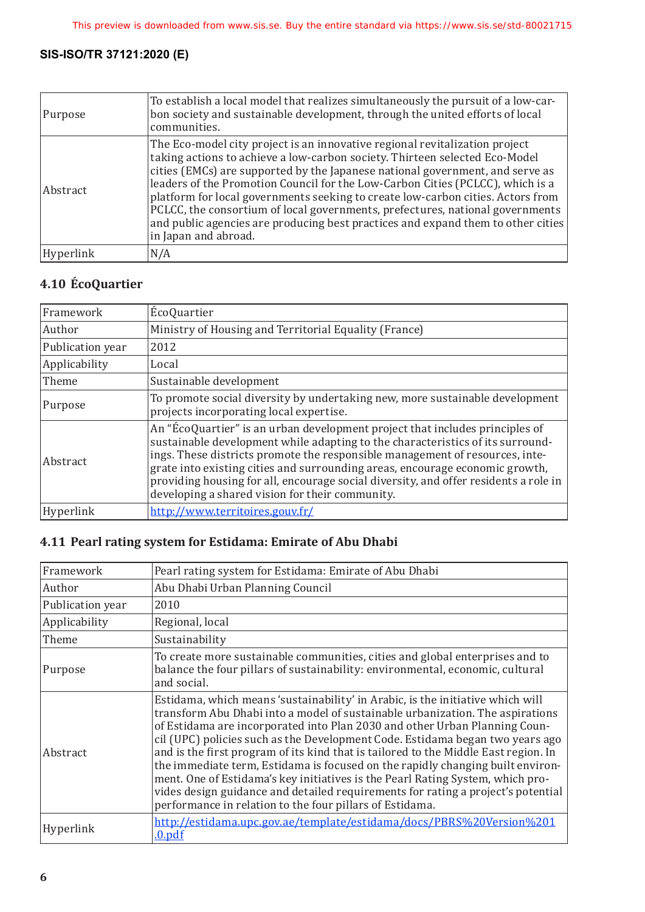| | |
|---|---|
| Purpose | To establish a local model that realizes simultaneously the pursuit of a low-carbon society and sustainable development, through the united efforts of local communities. |
| Abstract | The Eco-model city project is an innovative regional revitalization project taking actions to achieve a low-carbon society. Thirteen selected Eco-Model cities (EMCs) are supported by the Japanese national government, and serve as leaders of the Promotion Council for the Low-Carbon Cities (PCLCC), which is a platform for local governments seeking to create low-carbon cities. Actors from PCLCC, the consortium of local governments, prefectures, national governments and public agencies are producing best practices and expand them to other cities in Japan and abroad. |
| Hyperlink | N/A |

### 4.10 ÉcoQuartier

| | |
|---|---|
| Framework | ÉcoQuartier |
| Author | Ministry of Housing and Territorial Equality (France) |
| Publication year | 2012 |
| Applicability | Local |
| Theme | Sustainable development |
| Purpose | To promote social diversity by undertaking new, more sustainable development projects incorporating local expertise. |
| Abstract | An "ÉcoQuartier" is an urban development project that includes principles of sustainable development while adapting to the characteristics of its surroundings. These districts promote the responsible management of resources, integrate into existing cities and surrounding areas, encourage economic growth, providing housing for all, encourage social diversity, and offer residents a role in developing a shared vision for their community. |
| Hyperlink | http://www.territoires.gouv.fr/ |

### 4.11 Pearl rating system for Estidama: Emirate of Abu Dhabi

| | |
|---|---|
| Framework | Pearl rating system for Estidama: Emirate of Abu Dhabi |
| Author | Abu Dhabi Urban Planning Council |
| Publication year | 2010 |
| Applicability | Regional, local |
| Theme | Sustainability |
| Purpose | To create more sustainable communities, cities and global enterprises and to balance the four pillars of sustainability: environmental, economic, cultural and social. |
| Abstract | Estidama, which means 'sustainability' in Arabic, is the initiative which will transform Abu Dhabi into a model of sustainable urbanization. The aspirations of Estidama are incorporated into Plan 2030 and other Urban Planning Council (UPC) policies such as the Development Code. Estidama began two years ago and is the first program of its kind that is tailored to the Middle East region. In the immediate term, Estidama is focused on the rapidly changing built environment. One of Estidama's key initiatives is the Pearl Rating System, which provides design guidance and detailed requirements for rating a project's potential performance in relation to the four pillars of Estidama. |
| Hyperlink | http://estidama.upc.gov.ae/template/estidama/docs/PBRS%20Version%201.0.pdf |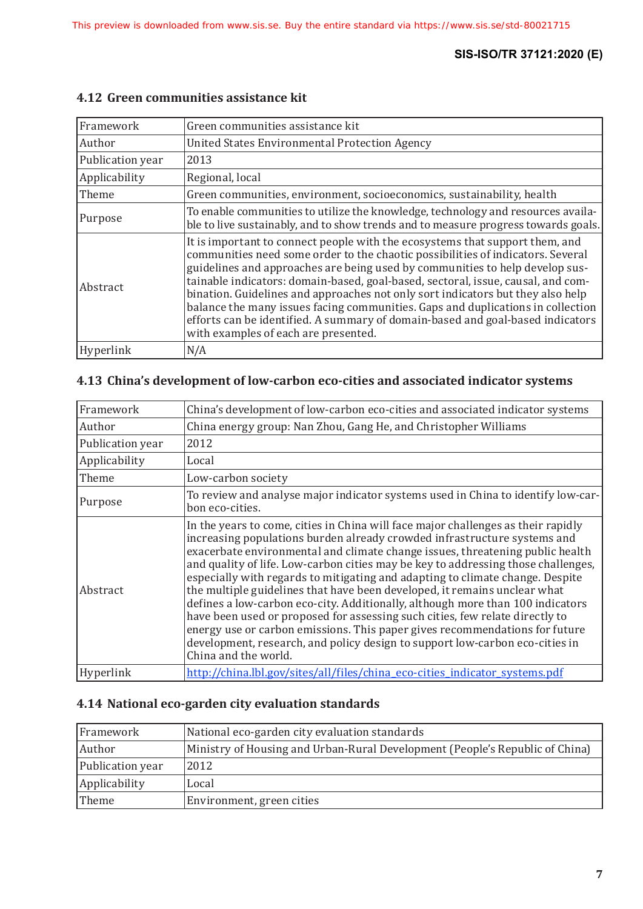### 4.12 Green communities assistance kit

| Framework | Green communities assistance kit |
|---|---|
| Author | United States Environmental Protection Agency |
| Publication year | 2013 |
| Applicability | Regional, local |
| Theme | Green communities, environment, socioeconomics, sustainability, health |
| Purpose | To enable communities to utilize the knowledge, technology and resources available to live sustainably, and to show trends and to measure progress towards goals. |
| Abstract | It is important to connect people with the ecosystems that support them, and communities need some order to the chaotic possibilities of indicators. Several guidelines and approaches are being used by communities to help develop sustainable indicators: domain-based, goal-based, sectoral, issue, causal, and combination. Guidelines and approaches not only sort indicators but they also help balance the many issues facing communities. Gaps and duplications in collection efforts can be identified. A summary of domain-based and goal-based indicators with examples of each are presented. |
| Hyperlink | N/A |

### 4.13 China's development of low-carbon eco-cities and associated indicator systems

| Framework | China's development of low-carbon eco-cities and associated indicator systems |
|---|---|
| Author | China energy group: Nan Zhou, Gang He, and Christopher Williams |
| Publication year | 2012 |
| Applicability | Local |
| Theme | Low-carbon society |
| Purpose | To review and analyse major indicator systems used in China to identify low-carbon eco-cities. |
| Abstract | In the years to come, cities in China will face major challenges as their rapidly increasing populations burden already crowded infrastructure systems and exacerbate environmental and climate change issues, threatening public health and quality of life. Low-carbon cities may be key to addressing those challenges, especially with regards to mitigating and adapting to climate change. Despite the multiple guidelines that have been developed, it remains unclear what defines a low-carbon eco-city. Additionally, although more than 100 indicators have been used or proposed for assessing such cities, few relate directly to energy use or carbon emissions. This paper gives recommendations for future development, research, and policy design to support low-carbon eco-cities in China and the world. |
| Hyperlink | http://china.lbl.gov/sites/all/files/china_eco-cities_indicator_systems.pdf |

### 4.14 National eco-garden city evaluation standards

| Framework | National eco-garden city evaluation standards |
|---|---|
| Author | Ministry of Housing and Urban-Rural Development (People's Republic of China) |
| Publication year | 2012 |
| Applicability | Local |
| Theme | Environment, green cities |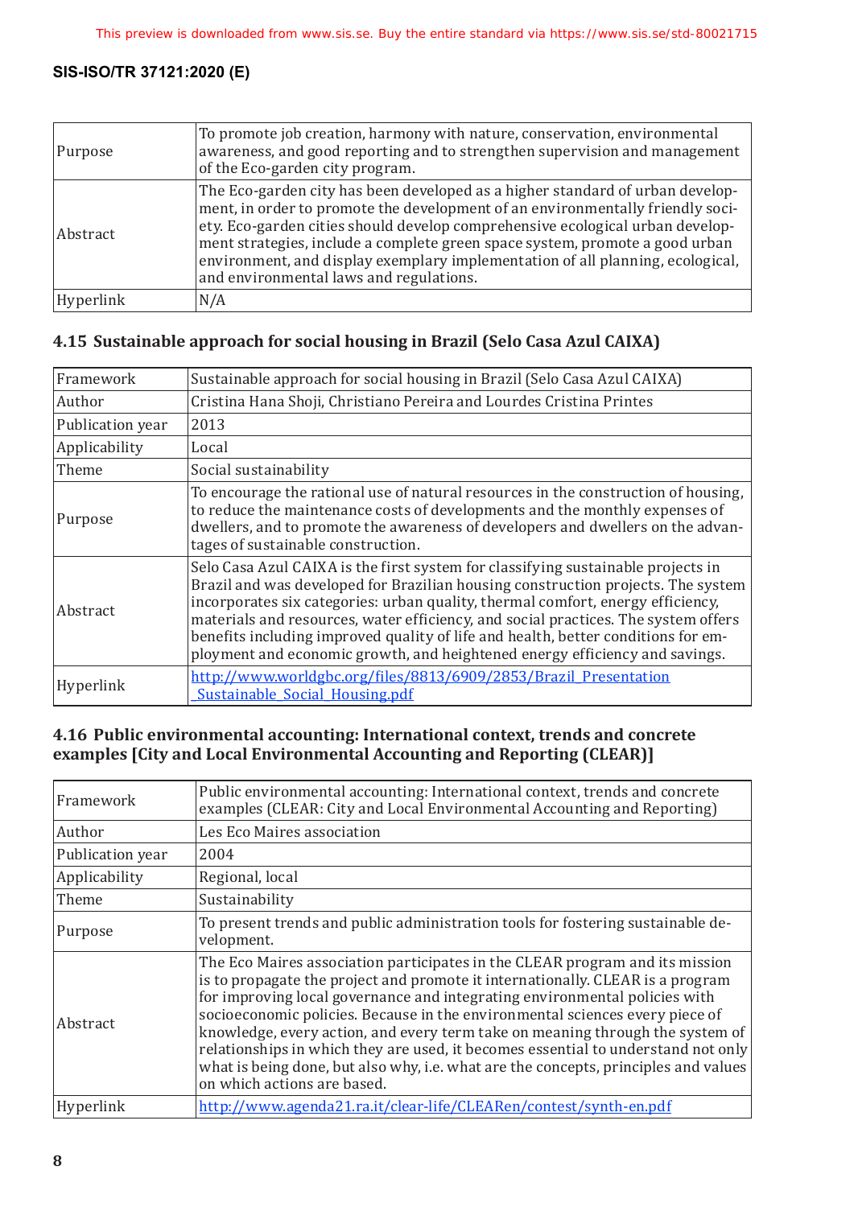| Purpose | To promote job creation, harmony with nature, conservation, environmental awareness, and good reporting and to strengthen supervision and management of the Eco-garden city program. |
| --- | --- |
| Abstract | The Eco-garden city has been developed as a higher standard of urban development, in order to promote the development of an environmentally friendly society. Eco-garden cities should develop comprehensive ecological urban development strategies, include a complete green space system, promote a good urban environment, and display exemplary implementation of all planning, ecological, and environmental laws and regulations. |
| Hyperlink | N/A |

### 4.15 Sustainable approach for social housing in Brazil (Selo Casa Azul CAIXA)

| Framework | Sustainable approach for social housing in Brazil (Selo Casa Azul CAIXA) |
| --- | --- |
| Author | Cristina Hana Shoji, Christiano Pereira and Lourdes Cristina Printes |
| Publication year | 2013 |
| Applicability | Local |
| Theme | Social sustainability |
| Purpose | To encourage the rational use of natural resources in the construction of housing, to reduce the maintenance costs of developments and the monthly expenses of dwellers, and to promote the awareness of developers and dwellers on the advantages of sustainable construction. |
| Abstract | Selo Casa Azul CAIXA is the first system for classifying sustainable projects in Brazil and was developed for Brazilian housing construction projects. The system incorporates six categories: urban quality, thermal comfort, energy efficiency, materials and resources, water efficiency, and social practices. The system offers benefits including improved quality of life and health, better conditions for employment and economic growth, and heightened energy efficiency and savings. |
| Hyperlink | http://www.worldgbc.org/files/8813/6909/2853/Brazil_Presentation_Sustainable_Social_Housing.pdf |

### 4.16 Public environmental accounting: International context, trends and concrete examples [City and Local Environmental Accounting and Reporting (CLEAR)]

| Framework | Public environmental accounting: International context, trends and concrete examples (CLEAR: City and Local Environmental Accounting and Reporting) |
| --- | --- |
| Author | Les Eco Maires association |
| Publication year | 2004 |
| Applicability | Regional, local |
| Theme | Sustainability |
| Purpose | To present trends and public administration tools for fostering sustainable development. |
| Abstract | The Eco Maires association participates in the CLEAR program and its mission is to propagate the project and promote it internationally. CLEAR is a program for improving local governance and integrating environmental policies with socioeconomic policies. Because in the environmental sciences every piece of knowledge, every action, and every term take on meaning through the system of relationships in which they are used, it becomes essential to understand not only what is being done, but also why, i.e. what are the concepts, principles and values on which actions are based. |
| Hyperlink | http://www.agenda21.ra.it/clear-life/CLEARen/contest/synth-en.pdf |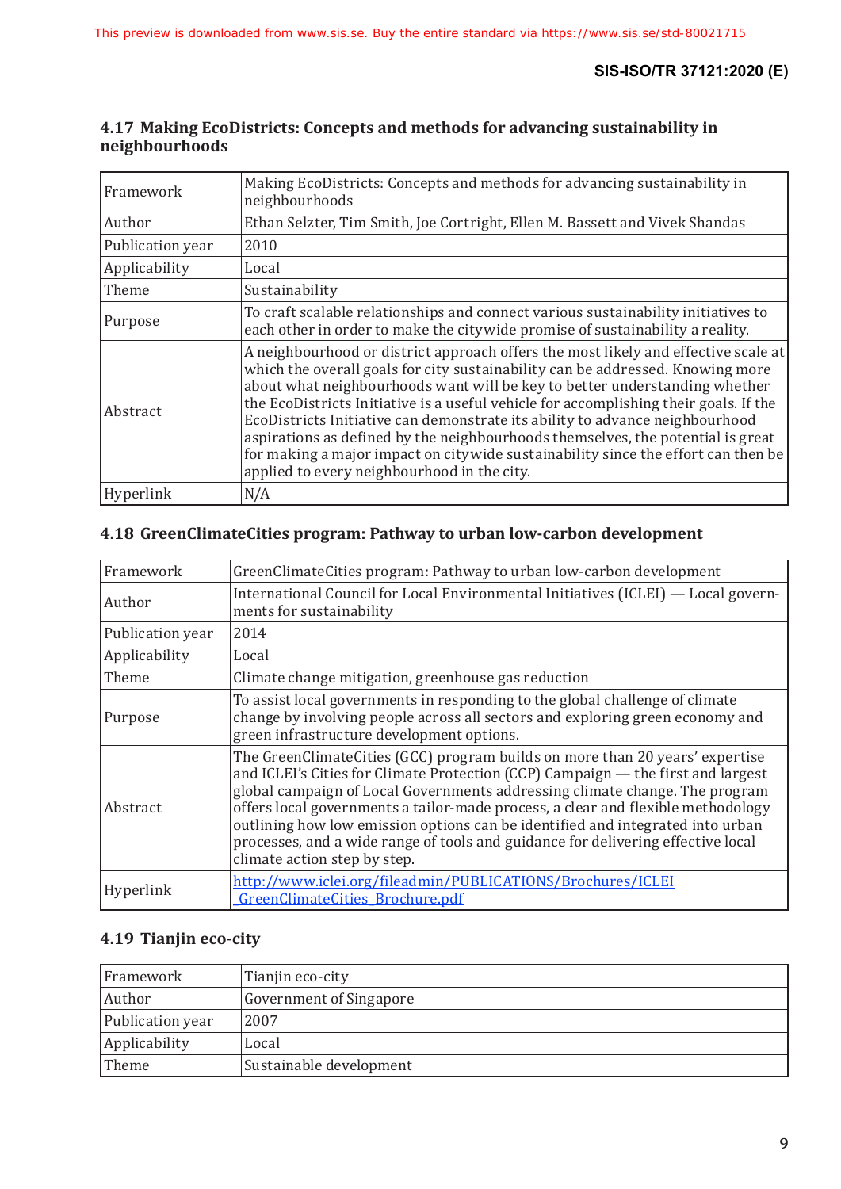### 4.17 Making EcoDistricts: Concepts and methods for advancing sustainability in neighbourhoods

| | |
|---|---|
| Framework | Making EcoDistricts: Concepts and methods for advancing sustainability in neighbourhoods |
| Author | Ethan Selzter, Tim Smith, Joe Cortright, Ellen M. Bassett and Vivek Shandas |
| Publication year | 2010 |
| Applicability | Local |
| Theme | Sustainability |
| Purpose | To craft scalable relationships and connect various sustainability initiatives to each other in order to make the citywide promise of sustainability a reality. |
| Abstract | A neighbourhood or district approach offers the most likely and effective scale at which the overall goals for city sustainability can be addressed. Knowing more about what neighbourhoods want will be key to better understanding whether the EcoDistricts Initiative is a useful vehicle for accomplishing their goals. If the EcoDistricts Initiative can demonstrate its ability to advance neighbourhood aspirations as defined by the neighbourhoods themselves, the potential is great for making a major impact on citywide sustainability since the effort can then be applied to every neighbourhood in the city. |
| Hyperlink | N/A |

### 4.18 GreenClimateCities program: Pathway to urban low-carbon development

| | |
|---|---|
| Framework | GreenClimateCities program: Pathway to urban low-carbon development |
| Author | International Council for Local Environmental Initiatives (ICLEI) — Local governments for sustainability |
| Publication year | 2014 |
| Applicability | Local |
| Theme | Climate change mitigation, greenhouse gas reduction |
| Purpose | To assist local governments in responding to the global challenge of climate change by involving people across all sectors and exploring green economy and green infrastructure development options. |
| Abstract | The GreenClimateCities (GCC) program builds on more than 20 years' expertise and ICLEI's Cities for Climate Protection (CCP) Campaign — the first and largest global campaign of Local Governments addressing climate change. The program offers local governments a tailor-made process, a clear and flexible methodology outlining how low emission options can be identified and integrated into urban processes, and a wide range of tools and guidance for delivering effective local climate action step by step. |
| Hyperlink | http://www.iclei.org/fileadmin/PUBLICATIONS/Brochures/ICLEI_GreenClimateCities_Brochure.pdf |

### 4.19 Tianjin eco-city

| | |
|---|---|
| Framework | Tianjin eco-city |
| Author | Government of Singapore |
| Publication year | 2007 |
| Applicability | Local |
| Theme | Sustainable development |